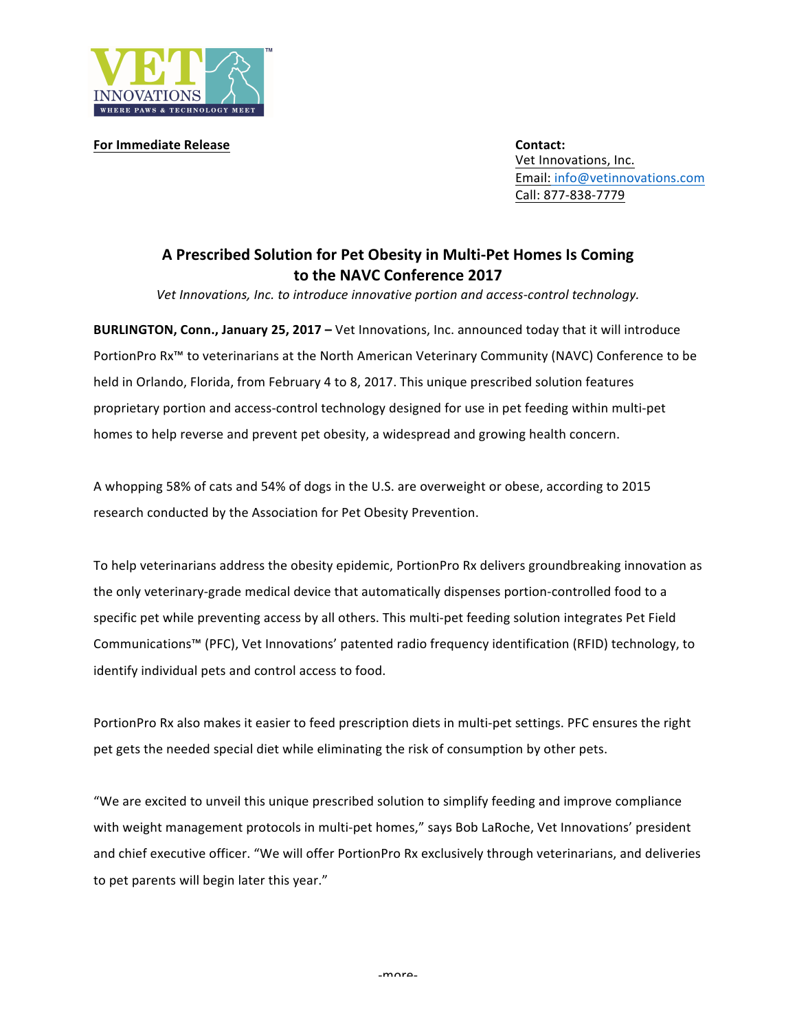**For Immediate Release**

**Contact:**
Vet Innovations, Inc.
Email: info@vetinnovations.com
Call: 877-838-7779

## A Prescribed Solution for Pet Obesity in Multi-Pet Homes Is Coming to the NAVC Conference 2017

*Vet Innovations, Inc. to introduce innovative portion and access-control technology.*

**BURLINGTON, Conn., January 25, 2017 –** Vet Innovations, Inc. announced today that it will introduce PortionPro Rx™ to veterinarians at the North American Veterinary Community (NAVC) Conference to be held in Orlando, Florida, from February 4 to 8, 2017. This unique prescribed solution features proprietary portion and access-control technology designed for use in pet feeding within multi-pet homes to help reverse and prevent pet obesity, a widespread and growing health concern.

A whopping 58% of cats and 54% of dogs in the U.S. are overweight or obese, according to 2015 research conducted by the Association for Pet Obesity Prevention.

To help veterinarians address the obesity epidemic, PortionPro Rx delivers groundbreaking innovation as the only veterinary-grade medical device that automatically dispenses portion-controlled food to a specific pet while preventing access by all others. This multi-pet feeding solution integrates Pet Field Communications™ (PFC), Vet Innovations' patented radio frequency identification (RFID) technology, to identify individual pets and control access to food.

PortionPro Rx also makes it easier to feed prescription diets in multi-pet settings. PFC ensures the right pet gets the needed special diet while eliminating the risk of consumption by other pets.

"We are excited to unveil this unique prescribed solution to simplify feeding and improve compliance with weight management protocols in multi-pet homes," says Bob LaRoche, Vet Innovations' president and chief executive officer. "We will offer PortionPro Rx exclusively through veterinarians, and deliveries to pet parents will begin later this year."

-more-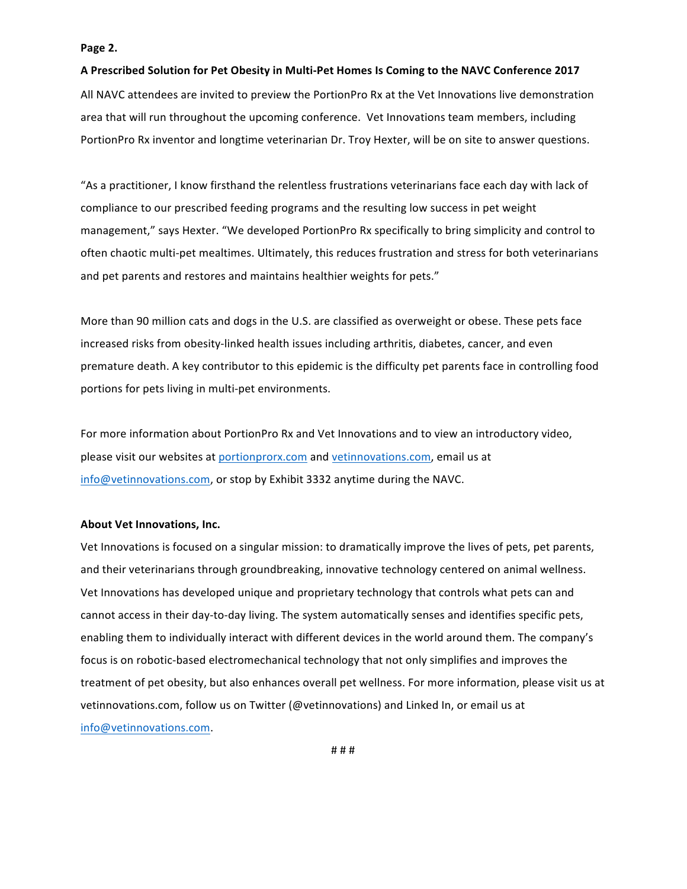**A Prescribed Solution for Pet Obesity in Multi-Pet Homes Is Coming to the NAVC Conference 2017**

All NAVC attendees are invited to preview the PortionPro Rx at the Vet Innovations live demonstration area that will run throughout the upcoming conference. Vet Innovations team members, including PortionPro Rx inventor and longtime veterinarian Dr. Troy Hexter, will be on site to answer questions.

"As a practitioner, I know firsthand the relentless frustrations veterinarians face each day with lack of compliance to our prescribed feeding programs and the resulting low success in pet weight management," says Hexter. "We developed PortionPro Rx specifically to bring simplicity and control to often chaotic multi-pet mealtimes. Ultimately, this reduces frustration and stress for both veterinarians and pet parents and restores and maintains healthier weights for pets."

More than 90 million cats and dogs in the U.S. are classified as overweight or obese. These pets face increased risks from obesity-linked health issues including arthritis, diabetes, cancer, and even premature death. A key contributor to this epidemic is the difficulty pet parents face in controlling food portions for pets living in multi-pet environments.

For more information about PortionPro Rx and Vet Innovations and to view an introductory video, please visit our websites at portionprorx.com and vetinnovations.com, email us at info@vetinnovations.com, or stop by Exhibit 3332 anytime during the NAVC.

**About Vet Innovations, Inc.**

Vet Innovations is focused on a singular mission: to dramatically improve the lives of pets, pet parents, and their veterinarians through groundbreaking, innovative technology centered on animal wellness. Vet Innovations has developed unique and proprietary technology that controls what pets can and cannot access in their day-to-day living. The system automatically senses and identifies specific pets, enabling them to individually interact with different devices in the world around them. The company's focus is on robotic-based electromechanical technology that not only simplifies and improves the treatment of pet obesity, but also enhances overall pet wellness. For more information, please visit us at vetinnovations.com, follow us on Twitter (@vetinnovations) and Linked In, or email us at info@vetinnovations.com.

# # #